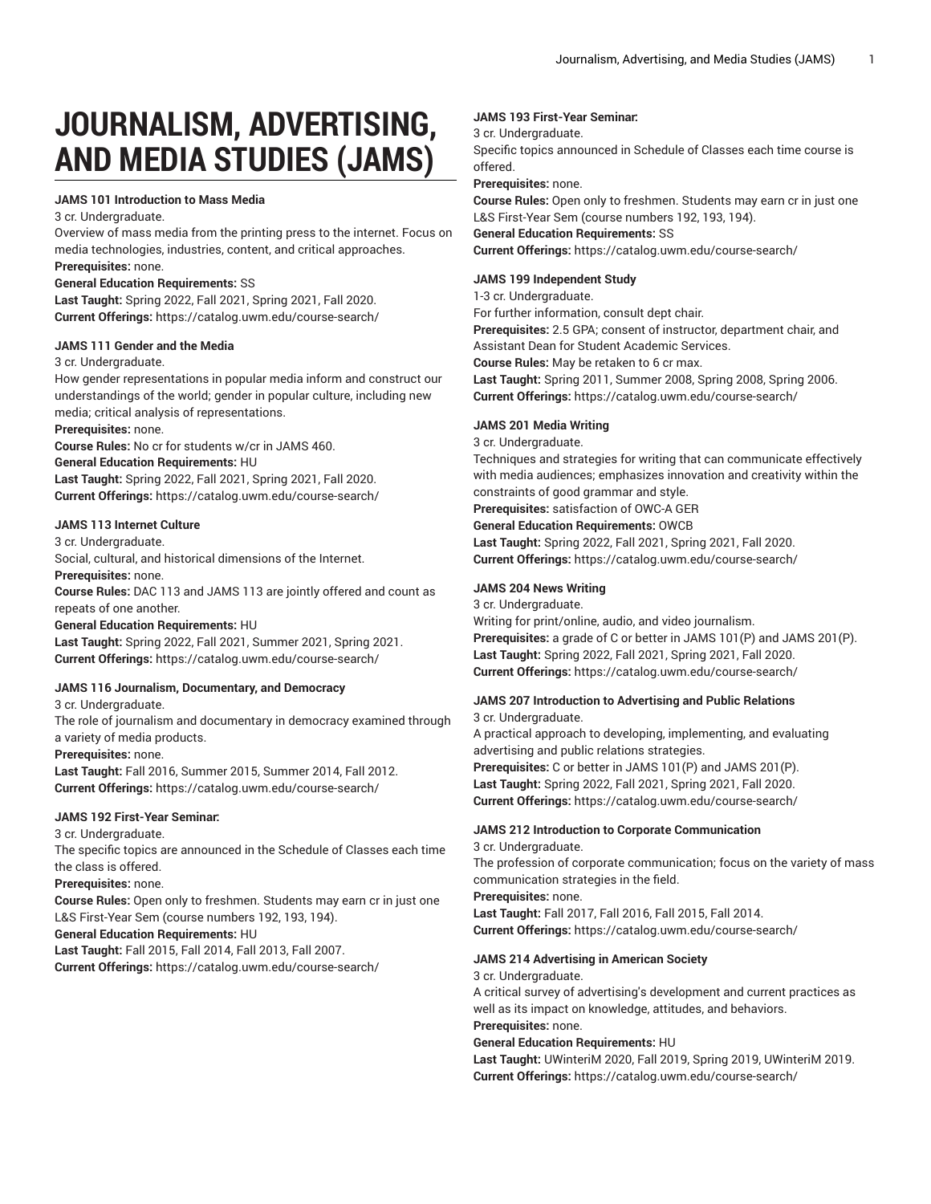# JOURNALISM, ADVERTISING, AND MEDIA STUDIES (JAMS)

**JAMS 101 Introduction to Mass Media**

3 cr. Undergraduate.

Overview of mass media from the printing press to the internet. Focus on media technologies, industries, content, and critical approaches.

**Prerequisites:** none.

**General Education Requirements:** SS

**Last Taught:** Spring 2022, Fall 2021, Spring 2021, Fall 2020.

**Current Offerings:** https://catalog.uwm.edu/course-search/

**JAMS 111 Gender and the Media**

3 cr. Undergraduate.

How gender representations in popular media inform and construct our understandings of the world; gender in popular culture, including new media; critical analysis of representations.

**Prerequisites:** none.

**Course Rules:** No cr for students w/cr in JAMS 460.

**General Education Requirements:** HU

**Last Taught:** Spring 2022, Fall 2021, Spring 2021, Fall 2020.

**Current Offerings:** https://catalog.uwm.edu/course-search/

**JAMS 113 Internet Culture**

3 cr. Undergraduate.

Social, cultural, and historical dimensions of the Internet.

**Prerequisites:** none.

**Course Rules:** DAC 113 and JAMS 113 are jointly offered and count as repeats of one another.

**General Education Requirements:** HU

**Last Taught:** Spring 2022, Fall 2021, Summer 2021, Spring 2021.

**Current Offerings:** https://catalog.uwm.edu/course-search/

**JAMS 116 Journalism, Documentary, and Democracy**

3 cr. Undergraduate.

The role of journalism and documentary in democracy examined through a variety of media products.

**Prerequisites:** none.

**Last Taught:** Fall 2016, Summer 2015, Summer 2014, Fall 2012.

**Current Offerings:** https://catalog.uwm.edu/course-search/

**JAMS 192 First-Year Seminar:**

3 cr. Undergraduate.

The specific topics are announced in the Schedule of Classes each time the class is offered.

**Prerequisites:** none.

**Course Rules:** Open only to freshmen. Students may earn cr in just one L&S First-Year Sem (course numbers 192, 193, 194).

**General Education Requirements:** HU

**Last Taught:** Fall 2015, Fall 2014, Fall 2013, Fall 2007.

**Current Offerings:** https://catalog.uwm.edu/course-search/

**JAMS 193 First-Year Seminar:**

3 cr. Undergraduate.

Specific topics announced in Schedule of Classes each time course is offered.

**Prerequisites:** none.

**Course Rules:** Open only to freshmen. Students may earn cr in just one L&S First-Year Sem (course numbers 192, 193, 194).

**General Education Requirements:** SS

**Current Offerings:** https://catalog.uwm.edu/course-search/

**JAMS 199 Independent Study**

1-3 cr. Undergraduate.

For further information, consult dept chair.

**Prerequisites:** 2.5 GPA; consent of instructor, department chair, and Assistant Dean for Student Academic Services.

**Course Rules:** May be retaken to 6 cr max.

**Last Taught:** Spring 2011, Summer 2008, Spring 2008, Spring 2006.

**Current Offerings:** https://catalog.uwm.edu/course-search/

**JAMS 201 Media Writing**

3 cr. Undergraduate.

Techniques and strategies for writing that can communicate effectively with media audiences; emphasizes innovation and creativity within the constraints of good grammar and style.

**Prerequisites:** satisfaction of OWC-A GER

**General Education Requirements:** OWCB

**Last Taught:** Spring 2022, Fall 2021, Spring 2021, Fall 2020.

**Current Offerings:** https://catalog.uwm.edu/course-search/

**JAMS 204 News Writing**

3 cr. Undergraduate.

Writing for print/online, audio, and video journalism.

**Prerequisites:** a grade of C or better in JAMS 101(P) and JAMS 201(P).

**Last Taught:** Spring 2022, Fall 2021, Spring 2021, Fall 2020.

**Current Offerings:** https://catalog.uwm.edu/course-search/

**JAMS 207 Introduction to Advertising and Public Relations**

3 cr. Undergraduate.

A practical approach to developing, implementing, and evaluating advertising and public relations strategies.

**Prerequisites:** C or better in JAMS 101(P) and JAMS 201(P).

**Last Taught:** Spring 2022, Fall 2021, Spring 2021, Fall 2020.

**Current Offerings:** https://catalog.uwm.edu/course-search/

**JAMS 212 Introduction to Corporate Communication**

3 cr. Undergraduate.

The profession of corporate communication; focus on the variety of mass communication strategies in the field.

**Prerequisites:** none.

**Last Taught:** Fall 2017, Fall 2016, Fall 2015, Fall 2014.

**Current Offerings:** https://catalog.uwm.edu/course-search/

**JAMS 214 Advertising in American Society**

3 cr. Undergraduate.

A critical survey of advertising's development and current practices as well as its impact on knowledge, attitudes, and behaviors.

**Prerequisites:** none.

**General Education Requirements:** HU

**Last Taught:** UWinteriM 2020, Fall 2019, Spring 2019, UWinteriM 2019.

**Current Offerings:** https://catalog.uwm.edu/course-search/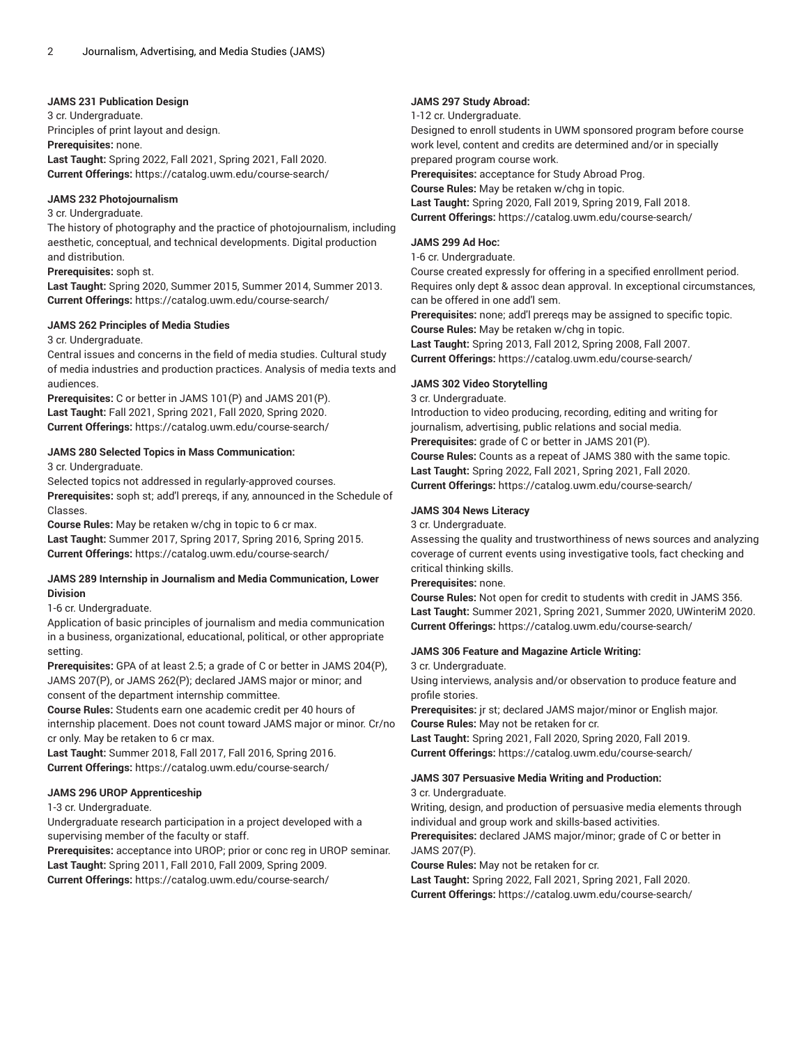**JAMS 231 Publication Design**

3 cr. Undergraduate.

Principles of print layout and design.

**Prerequisites:** none.

**Last Taught:** Spring 2022, Fall 2021, Spring 2021, Fall 2020.

**Current Offerings:** https://catalog.uwm.edu/course-search/

**JAMS 232 Photojournalism**

3 cr. Undergraduate.

The history of photography and the practice of photojournalism, including aesthetic, conceptual, and technical developments. Digital production and distribution.

**Prerequisites:** soph st.

**Last Taught:** Spring 2020, Summer 2015, Summer 2014, Summer 2013.

**Current Offerings:** https://catalog.uwm.edu/course-search/

**JAMS 262 Principles of Media Studies**

3 cr. Undergraduate.

Central issues and concerns in the field of media studies. Cultural study of media industries and production practices. Analysis of media texts and audiences.

**Prerequisites:** C or better in JAMS 101(P) and JAMS 201(P).

**Last Taught:** Fall 2021, Spring 2021, Fall 2020, Spring 2020.

**Current Offerings:** https://catalog.uwm.edu/course-search/

**JAMS 280 Selected Topics in Mass Communication:**

3 cr. Undergraduate.

Selected topics not addressed in regularly-approved courses.

**Prerequisites:** soph st; add'l prereqs, if any, announced in the Schedule of Classes.

**Course Rules:** May be retaken w/chg in topic to 6 cr max.

**Last Taught:** Summer 2017, Spring 2017, Spring 2016, Spring 2015.

**Current Offerings:** https://catalog.uwm.edu/course-search/

**JAMS 289 Internship in Journalism and Media Communication, Lower Division**

1-6 cr. Undergraduate.

Application of basic principles of journalism and media communication in a business, organizational, educational, political, or other appropriate setting.

**Prerequisites:** GPA of at least 2.5; a grade of C or better in JAMS 204(P), JAMS 207(P), or JAMS 262(P); declared JAMS major or minor; and consent of the department internship committee.

**Course Rules:** Students earn one academic credit per 40 hours of internship placement. Does not count toward JAMS major or minor. Cr/no cr only. May be retaken to 6 cr max.

**Last Taught:** Summer 2018, Fall 2017, Fall 2016, Spring 2016.

**Current Offerings:** https://catalog.uwm.edu/course-search/

**JAMS 296 UROP Apprenticeship**

1-3 cr. Undergraduate.

Undergraduate research participation in a project developed with a supervising member of the faculty or staff.

**Prerequisites:** acceptance into UROP; prior or conc reg in UROP seminar.

**Last Taught:** Spring 2011, Fall 2010, Fall 2009, Spring 2009.

**Current Offerings:** https://catalog.uwm.edu/course-search/

**JAMS 297 Study Abroad:**

1-12 cr. Undergraduate.

Designed to enroll students in UWM sponsored program before course work level, content and credits are determined and/or in specially prepared program course work.

**Prerequisites:** acceptance for Study Abroad Prog.

**Course Rules:** May be retaken w/chg in topic.

**Last Taught:** Spring 2020, Fall 2019, Spring 2019, Fall 2018.

**Current Offerings:** https://catalog.uwm.edu/course-search/

**JAMS 299 Ad Hoc:**

1-6 cr. Undergraduate.

Course created expressly for offering in a specified enrollment period. Requires only dept & assoc dean approval. In exceptional circumstances, can be offered in one add'l sem.

**Prerequisites:** none; add'l prereqs may be assigned to specific topic.

**Course Rules:** May be retaken w/chg in topic.

**Last Taught:** Spring 2013, Fall 2012, Spring 2008, Fall 2007.

**Current Offerings:** https://catalog.uwm.edu/course-search/

**JAMS 302 Video Storytelling**

3 cr. Undergraduate.

Introduction to video producing, recording, editing and writing for journalism, advertising, public relations and social media.

**Prerequisites:** grade of C or better in JAMS 201(P).

**Course Rules:** Counts as a repeat of JAMS 380 with the same topic.

**Last Taught:** Spring 2022, Fall 2021, Spring 2021, Fall 2020.

**Current Offerings:** https://catalog.uwm.edu/course-search/

**JAMS 304 News Literacy**

3 cr. Undergraduate.

Assessing the quality and trustworthiness of news sources and analyzing coverage of current events using investigative tools, fact checking and critical thinking skills.

**Prerequisites:** none.

**Course Rules:** Not open for credit to students with credit in JAMS 356.

**Last Taught:** Summer 2021, Spring 2021, Summer 2020, UWinteriM 2020.

**Current Offerings:** https://catalog.uwm.edu/course-search/

**JAMS 306 Feature and Magazine Article Writing:**

3 cr. Undergraduate.

Using interviews, analysis and/or observation to produce feature and profile stories.

**Prerequisites:** jr st; declared JAMS major/minor or English major.

**Course Rules:** May not be retaken for cr.

**Last Taught:** Spring 2021, Fall 2020, Spring 2020, Fall 2019.

**Current Offerings:** https://catalog.uwm.edu/course-search/

**JAMS 307 Persuasive Media Writing and Production:**

3 cr. Undergraduate.

Writing, design, and production of persuasive media elements through individual and group work and skills-based activities.

**Prerequisites:** declared JAMS major/minor; grade of C or better in JAMS 207(P).

**Course Rules:** May not be retaken for cr.

**Last Taught:** Spring 2022, Fall 2021, Spring 2021, Fall 2020.

**Current Offerings:** https://catalog.uwm.edu/course-search/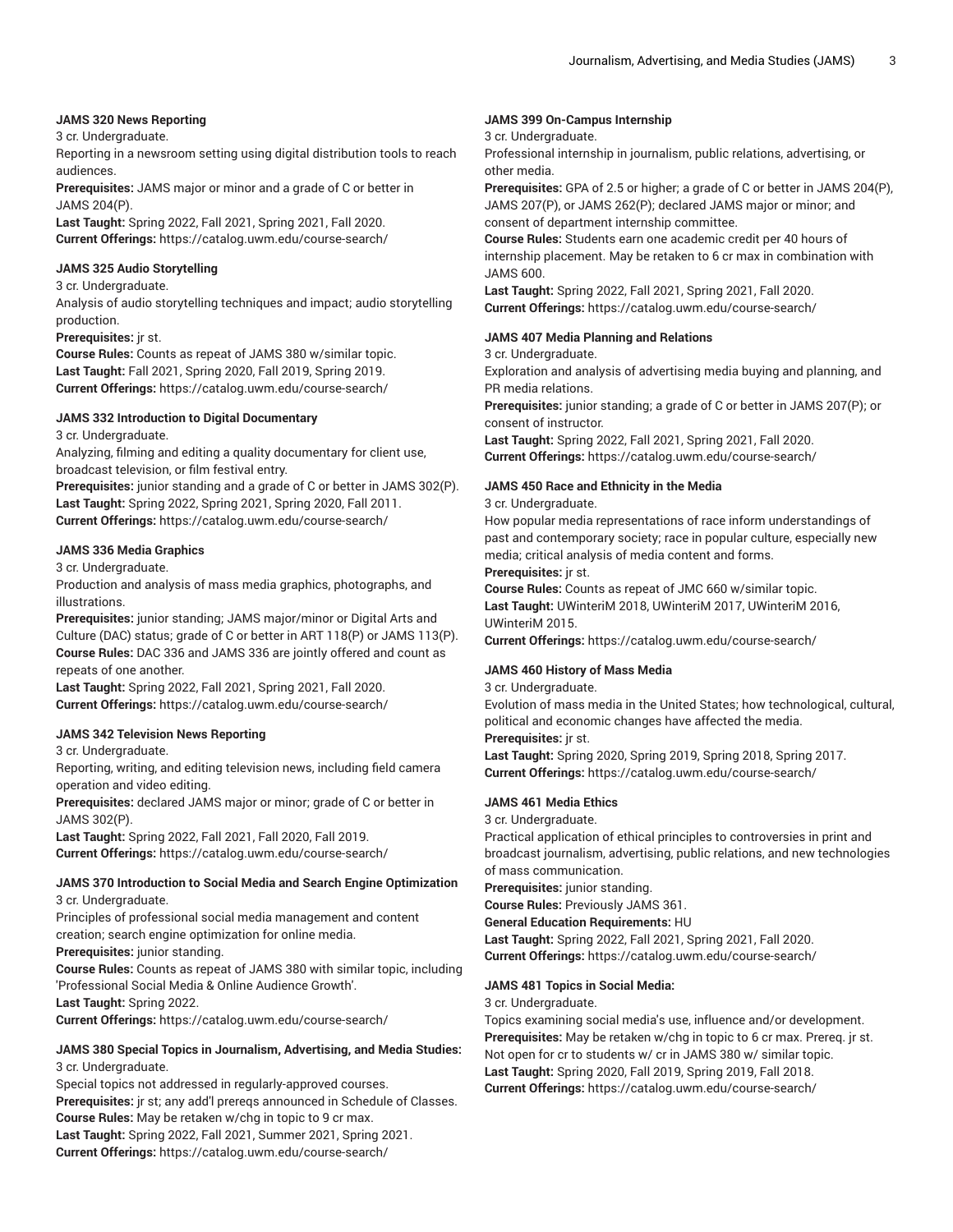**JAMS 320 News Reporting**

3 cr. Undergraduate.

Reporting in a newsroom setting using digital distribution tools to reach audiences.

**Prerequisites:** JAMS major or minor and a grade of C or better in JAMS 204(P).

**Last Taught:** Spring 2022, Fall 2021, Spring 2021, Fall 2020.

**Current Offerings:** https://catalog.uwm.edu/course-search/

**JAMS 325 Audio Storytelling**

3 cr. Undergraduate.

Analysis of audio storytelling techniques and impact; audio storytelling production.

**Prerequisites:** jr st.

**Course Rules:** Counts as repeat of JAMS 380 w/similar topic.

**Last Taught:** Fall 2021, Spring 2020, Fall 2019, Spring 2019.

**Current Offerings:** https://catalog.uwm.edu/course-search/

**JAMS 332 Introduction to Digital Documentary**

3 cr. Undergraduate.

Analyzing, filming and editing a quality documentary for client use, broadcast television, or film festival entry.

**Prerequisites:** junior standing and a grade of C or better in JAMS 302(P).

**Last Taught:** Spring 2022, Spring 2021, Spring 2020, Fall 2011.

**Current Offerings:** https://catalog.uwm.edu/course-search/

**JAMS 336 Media Graphics**

3 cr. Undergraduate.

Production and analysis of mass media graphics, photographs, and illustrations.

**Prerequisites:** junior standing; JAMS major/minor or Digital Arts and Culture (DAC) status; grade of C or better in ART 118(P) or JAMS 113(P).

**Course Rules:** DAC 336 and JAMS 336 are jointly offered and count as repeats of one another.

**Last Taught:** Spring 2022, Fall 2021, Spring 2021, Fall 2020.

**Current Offerings:** https://catalog.uwm.edu/course-search/

**JAMS 342 Television News Reporting**

3 cr. Undergraduate.

Reporting, writing, and editing television news, including field camera operation and video editing.

**Prerequisites:** declared JAMS major or minor; grade of C or better in JAMS 302(P).

**Last Taught:** Spring 2022, Fall 2021, Fall 2020, Fall 2019.

**Current Offerings:** https://catalog.uwm.edu/course-search/

**JAMS 370 Introduction to Social Media and Search Engine Optimization**

3 cr. Undergraduate.

Principles of professional social media management and content creation; search engine optimization for online media.

**Prerequisites:** junior standing.

**Course Rules:** Counts as repeat of JAMS 380 with similar topic, including 'Professional Social Media & Online Audience Growth'.

**Last Taught:** Spring 2022.

**Current Offerings:** https://catalog.uwm.edu/course-search/

**JAMS 380 Special Topics in Journalism, Advertising, and Media Studies:**

3 cr. Undergraduate.

Special topics not addressed in regularly-approved courses.

**Prerequisites:** jr st; any add'l prereqs announced in Schedule of Classes.

**Course Rules:** May be retaken w/chg in topic to 9 cr max.

**Last Taught:** Spring 2022, Fall 2021, Summer 2021, Spring 2021.

**Current Offerings:** https://catalog.uwm.edu/course-search/

**JAMS 399 On-Campus Internship**

3 cr. Undergraduate.

Professional internship in journalism, public relations, advertising, or other media.

**Prerequisites:** GPA of 2.5 or higher; a grade of C or better in JAMS 204(P), JAMS 207(P), or JAMS 262(P); declared JAMS major or minor; and consent of department internship committee.

**Course Rules:** Students earn one academic credit per 40 hours of internship placement. May be retaken to 6 cr max in combination with JAMS 600.

**Last Taught:** Spring 2022, Fall 2021, Spring 2021, Fall 2020.

**Current Offerings:** https://catalog.uwm.edu/course-search/

**JAMS 407 Media Planning and Relations**

3 cr. Undergraduate.

Exploration and analysis of advertising media buying and planning, and PR media relations.

**Prerequisites:** junior standing; a grade of C or better in JAMS 207(P); or consent of instructor.

**Last Taught:** Spring 2022, Fall 2021, Spring 2021, Fall 2020.

**Current Offerings:** https://catalog.uwm.edu/course-search/

**JAMS 450 Race and Ethnicity in the Media**

3 cr. Undergraduate.

How popular media representations of race inform understandings of past and contemporary society; race in popular culture, especially new media; critical analysis of media content and forms.

**Prerequisites:** jr st.

**Course Rules:** Counts as repeat of JMC 660 w/similar topic.

**Last Taught:** UWinteriM 2018, UWinteriM 2017, UWinteriM 2016, UWinteriM 2015.

**Current Offerings:** https://catalog.uwm.edu/course-search/

**JAMS 460 History of Mass Media**

3 cr. Undergraduate.

Evolution of mass media in the United States; how technological, cultural, political and economic changes have affected the media.

**Prerequisites:** jr st.

**Last Taught:** Spring 2020, Spring 2019, Spring 2018, Spring 2017.

**Current Offerings:** https://catalog.uwm.edu/course-search/

**JAMS 461 Media Ethics**

3 cr. Undergraduate.

Practical application of ethical principles to controversies in print and broadcast journalism, advertising, public relations, and new technologies of mass communication.

**Prerequisites:** junior standing.

**Course Rules:** Previously JAMS 361.

**General Education Requirements:** HU

**Last Taught:** Spring 2022, Fall 2021, Spring 2021, Fall 2020.

**Current Offerings:** https://catalog.uwm.edu/course-search/

**JAMS 481 Topics in Social Media:**

3 cr. Undergraduate.

Topics examining social media's use, influence and/or development.

**Prerequisites:** May be retaken w/chg in topic to 6 cr max. Prereq. jr st. Not open for cr to students w/ cr in JAMS 380 w/ similar topic.

**Last Taught:** Spring 2020, Fall 2019, Spring 2019, Fall 2018.

**Current Offerings:** https://catalog.uwm.edu/course-search/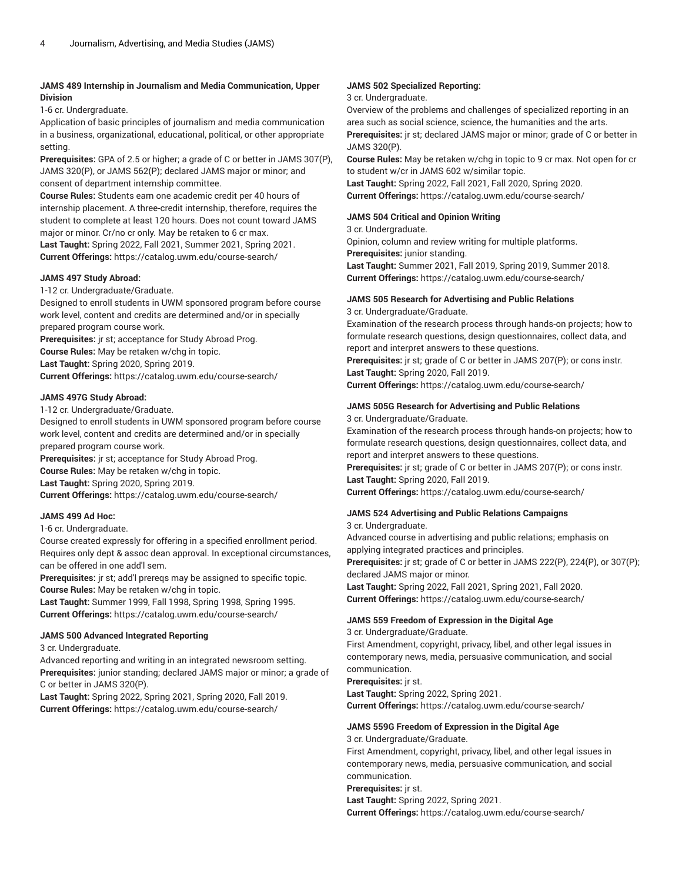**JAMS 489 Internship in Journalism and Media Communication, Upper Division**

1-6 cr. Undergraduate.

Application of basic principles of journalism and media communication in a business, organizational, educational, political, or other appropriate setting.

**Prerequisites:** GPA of 2.5 or higher; a grade of C or better in JAMS 307(P), JAMS 320(P), or JAMS 562(P); declared JAMS major or minor; and consent of department internship committee.

**Course Rules:** Students earn one academic credit per 40 hours of internship placement. A three-credit internship, therefore, requires the student to complete at least 120 hours. Does not count toward JAMS major or minor. Cr/no cr only. May be retaken to 6 cr max.

**Last Taught:** Spring 2022, Fall 2021, Summer 2021, Spring 2021.

**Current Offerings:** https://catalog.uwm.edu/course-search/

**JAMS 497 Study Abroad:**

1-12 cr. Undergraduate/Graduate.

Designed to enroll students in UWM sponsored program before course work level, content and credits are determined and/or in specially prepared program course work.

**Prerequisites:** jr st; acceptance for Study Abroad Prog.

**Course Rules:** May be retaken w/chg in topic.

**Last Taught:** Spring 2020, Spring 2019.

**Current Offerings:** https://catalog.uwm.edu/course-search/

**JAMS 497G Study Abroad:**

1-12 cr. Undergraduate/Graduate.

Designed to enroll students in UWM sponsored program before course work level, content and credits are determined and/or in specially prepared program course work.

**Prerequisites:** jr st; acceptance for Study Abroad Prog.

**Course Rules:** May be retaken w/chg in topic.

**Last Taught:** Spring 2020, Spring 2019.

**Current Offerings:** https://catalog.uwm.edu/course-search/

**JAMS 499 Ad Hoc:**

1-6 cr. Undergraduate.

Course created expressly for offering in a specified enrollment period. Requires only dept & assoc dean approval. In exceptional circumstances, can be offered in one add'l sem.

**Prerequisites:** jr st; add'l prereqs may be assigned to specific topic.

**Course Rules:** May be retaken w/chg in topic.

**Last Taught:** Summer 1999, Fall 1998, Spring 1998, Spring 1995.

**Current Offerings:** https://catalog.uwm.edu/course-search/

**JAMS 500 Advanced Integrated Reporting**

3 cr. Undergraduate.

Advanced reporting and writing in an integrated newsroom setting.

**Prerequisites:** junior standing; declared JAMS major or minor; a grade of C or better in JAMS 320(P).

**Last Taught:** Spring 2022, Spring 2021, Spring 2020, Fall 2019.

**Current Offerings:** https://catalog.uwm.edu/course-search/

**JAMS 502 Specialized Reporting:**

3 cr. Undergraduate.

Overview of the problems and challenges of specialized reporting in an area such as social science, science, the humanities and the arts.

**Prerequisites:** jr st; declared JAMS major or minor; grade of C or better in JAMS 320(P).

**Course Rules:** May be retaken w/chg in topic to 9 cr max. Not open for cr to student w/cr in JAMS 602 w/similar topic.

**Last Taught:** Spring 2022, Fall 2021, Fall 2020, Spring 2020.

**Current Offerings:** https://catalog.uwm.edu/course-search/

**JAMS 504 Critical and Opinion Writing**

3 cr. Undergraduate.

Opinion, column and review writing for multiple platforms.

**Prerequisites:** junior standing.

**Last Taught:** Summer 2021, Fall 2019, Spring 2019, Summer 2018.

**Current Offerings:** https://catalog.uwm.edu/course-search/

**JAMS 505 Research for Advertising and Public Relations**

3 cr. Undergraduate/Graduate.

Examination of the research process through hands-on projects; how to formulate research questions, design questionnaires, collect data, and report and interpret answers to these questions.

**Prerequisites:** jr st; grade of C or better in JAMS 207(P); or cons instr.

**Last Taught:** Spring 2020, Fall 2019.

**Current Offerings:** https://catalog.uwm.edu/course-search/

**JAMS 505G Research for Advertising and Public Relations**

3 cr. Undergraduate/Graduate.

Examination of the research process through hands-on projects; how to formulate research questions, design questionnaires, collect data, and report and interpret answers to these questions.

**Prerequisites:** jr st; grade of C or better in JAMS 207(P); or cons instr.

**Last Taught:** Spring 2020, Fall 2019.

**Current Offerings:** https://catalog.uwm.edu/course-search/

**JAMS 524 Advertising and Public Relations Campaigns**

3 cr. Undergraduate.

Advanced course in advertising and public relations; emphasis on applying integrated practices and principles.

**Prerequisites:** jr st; grade of C or better in JAMS 222(P), 224(P), or 307(P); declared JAMS major or minor.

**Last Taught:** Spring 2022, Fall 2021, Spring 2021, Fall 2020.

**Current Offerings:** https://catalog.uwm.edu/course-search/

**JAMS 559 Freedom of Expression in the Digital Age**

3 cr. Undergraduate/Graduate.

First Amendment, copyright, privacy, libel, and other legal issues in contemporary news, media, persuasive communication, and social communication.

**Prerequisites:** jr st.

**Last Taught:** Spring 2022, Spring 2021.

**Current Offerings:** https://catalog.uwm.edu/course-search/

**JAMS 559G Freedom of Expression in the Digital Age**

3 cr. Undergraduate/Graduate.

First Amendment, copyright, privacy, libel, and other legal issues in contemporary news, media, persuasive communication, and social communication.

**Prerequisites:** jr st.

**Last Taught:** Spring 2022, Spring 2021.

**Current Offerings:** https://catalog.uwm.edu/course-search/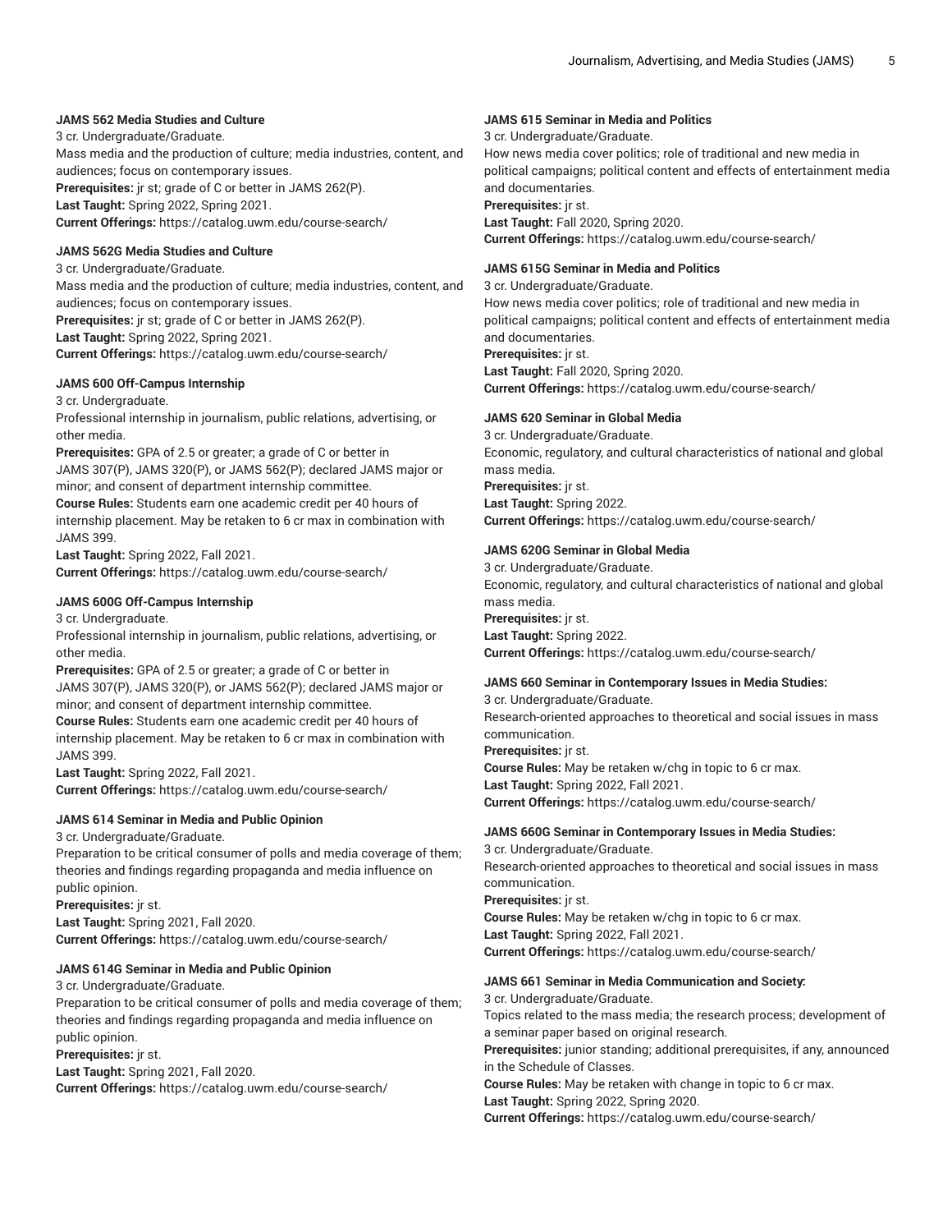**JAMS 562 Media Studies and Culture**

3 cr. Undergraduate/Graduate.

Mass media and the production of culture; media industries, content, and audiences; focus on contemporary issues.

**Prerequisites:** jr st; grade of C or better in JAMS 262(P).

**Last Taught:** Spring 2022, Spring 2021.

**Current Offerings:** https://catalog.uwm.edu/course-search/

**JAMS 562G Media Studies and Culture**

3 cr. Undergraduate/Graduate.

Mass media and the production of culture; media industries, content, and audiences; focus on contemporary issues.

**Prerequisites:** jr st; grade of C or better in JAMS 262(P).

**Last Taught:** Spring 2022, Spring 2021.

**Current Offerings:** https://catalog.uwm.edu/course-search/

**JAMS 600 Off-Campus Internship**

3 cr. Undergraduate.

Professional internship in journalism, public relations, advertising, or other media.

**Prerequisites:** GPA of 2.5 or greater; a grade of C or better in JAMS 307(P), JAMS 320(P), or JAMS 562(P); declared JAMS major or minor; and consent of department internship committee.

**Course Rules:** Students earn one academic credit per 40 hours of internship placement. May be retaken to 6 cr max in combination with JAMS 399.

**Last Taught:** Spring 2022, Fall 2021.

**Current Offerings:** https://catalog.uwm.edu/course-search/

**JAMS 600G Off-Campus Internship**

3 cr. Undergraduate.

Professional internship in journalism, public relations, advertising, or other media.

**Prerequisites:** GPA of 2.5 or greater; a grade of C or better in JAMS 307(P), JAMS 320(P), or JAMS 562(P); declared JAMS major or minor; and consent of department internship committee.

**Course Rules:** Students earn one academic credit per 40 hours of internship placement. May be retaken to 6 cr max in combination with JAMS 399.

**Last Taught:** Spring 2022, Fall 2021.

**Current Offerings:** https://catalog.uwm.edu/course-search/

**JAMS 614 Seminar in Media and Public Opinion**

3 cr. Undergraduate/Graduate.

Preparation to be critical consumer of polls and media coverage of them; theories and findings regarding propaganda and media influence on public opinion.

**Prerequisites:** jr st.

**Last Taught:** Spring 2021, Fall 2020.

**Current Offerings:** https://catalog.uwm.edu/course-search/

**JAMS 614G Seminar in Media and Public Opinion**

3 cr. Undergraduate/Graduate.

Preparation to be critical consumer of polls and media coverage of them; theories and findings regarding propaganda and media influence on public opinion.

**Prerequisites:** jr st.

**Last Taught:** Spring 2021, Fall 2020.

**Current Offerings:** https://catalog.uwm.edu/course-search/

**JAMS 615 Seminar in Media and Politics**

3 cr. Undergraduate/Graduate.

How news media cover politics; role of traditional and new media in political campaigns; political content and effects of entertainment media and documentaries.

**Prerequisites:** jr st.

**Last Taught:** Fall 2020, Spring 2020.

**Current Offerings:** https://catalog.uwm.edu/course-search/

**JAMS 615G Seminar in Media and Politics**

3 cr. Undergraduate/Graduate.

How news media cover politics; role of traditional and new media in political campaigns; political content and effects of entertainment media and documentaries.

**Prerequisites:** jr st.

**Last Taught:** Fall 2020, Spring 2020.

**Current Offerings:** https://catalog.uwm.edu/course-search/

**JAMS 620 Seminar in Global Media**

3 cr. Undergraduate/Graduate.

Economic, regulatory, and cultural characteristics of national and global mass media.

**Prerequisites:** jr st.

**Last Taught:** Spring 2022.

**Current Offerings:** https://catalog.uwm.edu/course-search/

**JAMS 620G Seminar in Global Media**

3 cr. Undergraduate/Graduate.

Economic, regulatory, and cultural characteristics of national and global mass media.

**Prerequisites:** jr st.

**Last Taught:** Spring 2022.

**Current Offerings:** https://catalog.uwm.edu/course-search/

**JAMS 660 Seminar in Contemporary Issues in Media Studies:**

3 cr. Undergraduate/Graduate.

Research-oriented approaches to theoretical and social issues in mass communication.

**Prerequisites:** jr st.

**Course Rules:** May be retaken w/chg in topic to 6 cr max.

**Last Taught:** Spring 2022, Fall 2021.

**Current Offerings:** https://catalog.uwm.edu/course-search/

**JAMS 660G Seminar in Contemporary Issues in Media Studies:**

3 cr. Undergraduate/Graduate.

Research-oriented approaches to theoretical and social issues in mass communication.

**Prerequisites:** jr st.

**Course Rules:** May be retaken w/chg in topic to 6 cr max.

**Last Taught:** Spring 2022, Fall 2021.

**Current Offerings:** https://catalog.uwm.edu/course-search/

**JAMS 661 Seminar in Media Communication and Society:**

3 cr. Undergraduate/Graduate.

Topics related to the mass media; the research process; development of a seminar paper based on original research.

**Prerequisites:** junior standing; additional prerequisites, if any, announced in the Schedule of Classes.

**Course Rules:** May be retaken with change in topic to 6 cr max.

**Last Taught:** Spring 2022, Spring 2020.

**Current Offerings:** https://catalog.uwm.edu/course-search/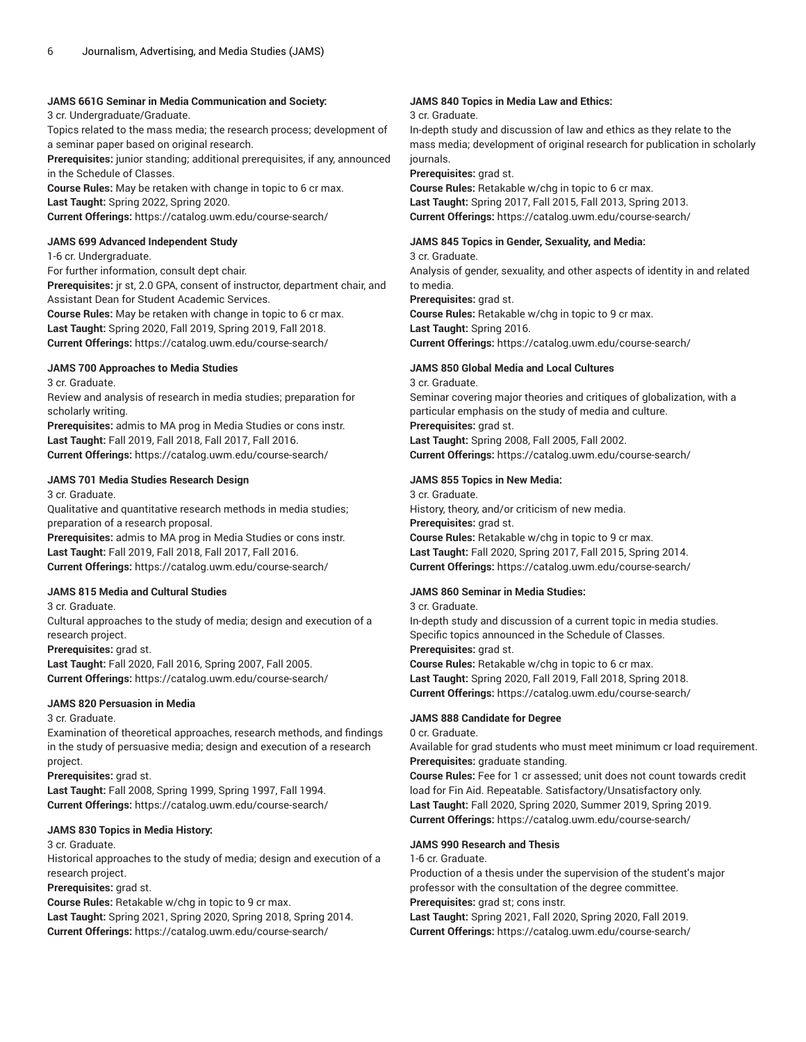**JAMS 661G Seminar in Media Communication and Society:**

3 cr. Undergraduate/Graduate.

Topics related to the mass media; the research process; development of a seminar paper based on original research.

**Prerequisites:** junior standing; additional prerequisites, if any, announced in the Schedule of Classes.

**Course Rules:** May be retaken with change in topic to 6 cr max.

**Last Taught:** Spring 2022, Spring 2020.

**Current Offerings:** https://catalog.uwm.edu/course-search/

**JAMS 699 Advanced Independent Study**

1-6 cr. Undergraduate.

For further information, consult dept chair.

**Prerequisites:** jr st, 2.0 GPA, consent of instructor, department chair, and Assistant Dean for Student Academic Services.

**Course Rules:** May be retaken with change in topic to 6 cr max.

**Last Taught:** Spring 2020, Fall 2019, Spring 2019, Fall 2018.

**Current Offerings:** https://catalog.uwm.edu/course-search/

**JAMS 700 Approaches to Media Studies**

3 cr. Graduate.

Review and analysis of research in media studies; preparation for scholarly writing.

**Prerequisites:** admis to MA prog in Media Studies or cons instr.

**Last Taught:** Fall 2019, Fall 2018, Fall 2017, Fall 2016.

**Current Offerings:** https://catalog.uwm.edu/course-search/

**JAMS 701 Media Studies Research Design**

3 cr. Graduate.

Qualitative and quantitative research methods in media studies; preparation of a research proposal.

**Prerequisites:** admis to MA prog in Media Studies or cons instr.

**Last Taught:** Fall 2019, Fall 2018, Fall 2017, Fall 2016.

**Current Offerings:** https://catalog.uwm.edu/course-search/

**JAMS 815 Media and Cultural Studies**

3 cr. Graduate.

Cultural approaches to the study of media; design and execution of a research project.

**Prerequisites:** grad st.

**Last Taught:** Fall 2020, Fall 2016, Spring 2007, Fall 2005.

**Current Offerings:** https://catalog.uwm.edu/course-search/

**JAMS 820 Persuasion in Media**

3 cr. Graduate.

Examination of theoretical approaches, research methods, and findings in the study of persuasive media; design and execution of a research project.

**Prerequisites:** grad st.

**Last Taught:** Fall 2008, Spring 1999, Spring 1997, Fall 1994.

**Current Offerings:** https://catalog.uwm.edu/course-search/

**JAMS 830 Topics in Media History:**

3 cr. Graduate.

Historical approaches to the study of media; design and execution of a research project.

**Prerequisites:** grad st.

**Course Rules:** Retakable w/chg in topic to 9 cr max.

**Last Taught:** Spring 2021, Spring 2020, Spring 2018, Spring 2014.

**Current Offerings:** https://catalog.uwm.edu/course-search/

**JAMS 840 Topics in Media Law and Ethics:**

3 cr. Graduate.

In-depth study and discussion of law and ethics as they relate to the mass media; development of original research for publication in scholarly journals.

**Prerequisites:** grad st.

**Course Rules:** Retakable w/chg in topic to 6 cr max.

**Last Taught:** Spring 2017, Fall 2015, Fall 2013, Spring 2013.

**Current Offerings:** https://catalog.uwm.edu/course-search/

**JAMS 845 Topics in Gender, Sexuality, and Media:**

3 cr. Graduate.

Analysis of gender, sexuality, and other aspects of identity in and related to media.

**Prerequisites:** grad st.

**Course Rules:** Retakable w/chg in topic to 9 cr max.

**Last Taught:** Spring 2016.

**Current Offerings:** https://catalog.uwm.edu/course-search/

**JAMS 850 Global Media and Local Cultures**

3 cr. Graduate.

Seminar covering major theories and critiques of globalization, with a particular emphasis on the study of media and culture.

**Prerequisites:** grad st.

**Last Taught:** Spring 2008, Fall 2005, Fall 2002.

**Current Offerings:** https://catalog.uwm.edu/course-search/

**JAMS 855 Topics in New Media:**

3 cr. Graduate.

History, theory, and/or criticism of new media.

**Prerequisites:** grad st.

**Course Rules:** Retakable w/chg in topic to 9 cr max.

**Last Taught:** Fall 2020, Spring 2017, Fall 2015, Spring 2014.

**Current Offerings:** https://catalog.uwm.edu/course-search/

**JAMS 860 Seminar in Media Studies:**

3 cr. Graduate.

In-depth study and discussion of a current topic in media studies. Specific topics announced in the Schedule of Classes.

**Prerequisites:** grad st.

**Course Rules:** Retakable w/chg in topic to 6 cr max.

**Last Taught:** Spring 2020, Fall 2019, Fall 2018, Spring 2018.

**Current Offerings:** https://catalog.uwm.edu/course-search/

**JAMS 888 Candidate for Degree**

0 cr. Graduate.

Available for grad students who must meet minimum cr load requirement.

**Prerequisites:** graduate standing.

**Course Rules:** Fee for 1 cr assessed; unit does not count towards credit load for Fin Aid. Repeatable. Satisfactory/Unsatisfactory only.

**Last Taught:** Fall 2020, Spring 2020, Summer 2019, Spring 2019.

**Current Offerings:** https://catalog.uwm.edu/course-search/

**JAMS 990 Research and Thesis**

1-6 cr. Graduate.

Production of a thesis under the supervision of the student's major professor with the consultation of the degree committee.

**Prerequisites:** grad st; cons instr.

**Last Taught:** Spring 2021, Fall 2020, Spring 2020, Fall 2019.

**Current Offerings:** https://catalog.uwm.edu/course-search/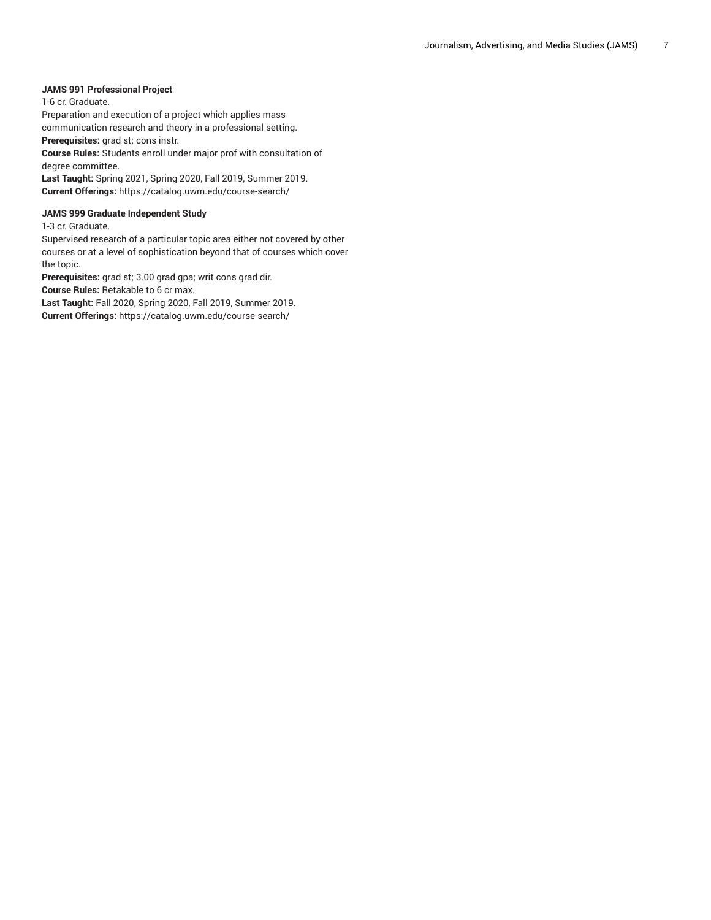**JAMS 991 Professional Project**

1-6 cr. Graduate.

Preparation and execution of a project which applies mass communication research and theory in a professional setting.

**Prerequisites:** grad st; cons instr.

**Course Rules:** Students enroll under major prof with consultation of degree committee.

**Last Taught:** Spring 2021, Spring 2020, Fall 2019, Summer 2019.

**Current Offerings:** https://catalog.uwm.edu/course-search/

**JAMS 999 Graduate Independent Study**

1-3 cr. Graduate.

Supervised research of a particular topic area either not covered by other courses or at a level of sophistication beyond that of courses which cover the topic.

**Prerequisites:** grad st; 3.00 grad gpa; writ cons grad dir.

**Course Rules:** Retakable to 6 cr max.

**Last Taught:** Fall 2020, Spring 2020, Fall 2019, Summer 2019.

**Current Offerings:** https://catalog.uwm.edu/course-search/